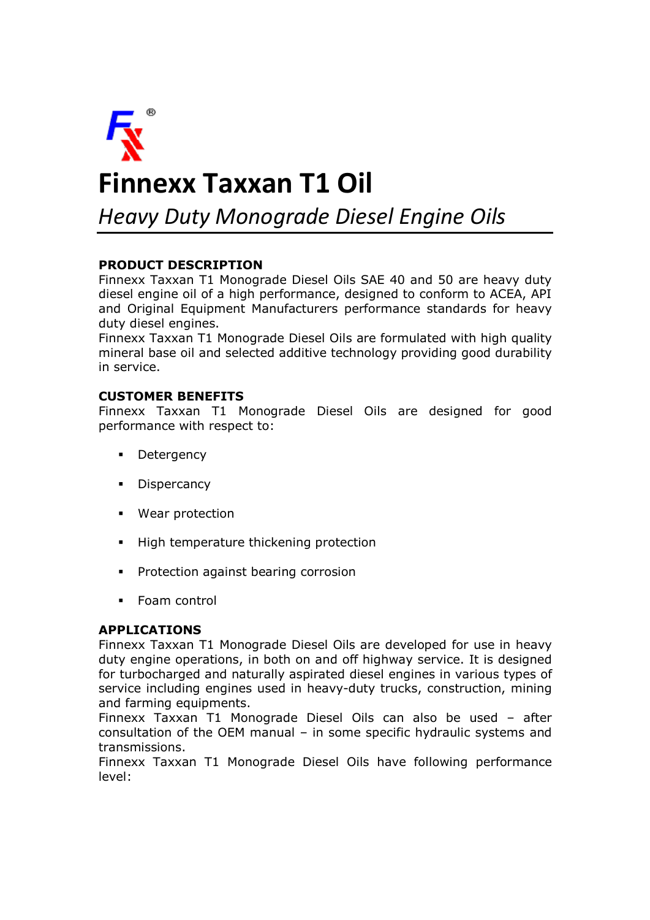# Finnexx Taxxan T1 Oil

*Heavy Duty Monograde Diesel Engine Oils*

**PRODUCT DESCRIPTION**

Finnexx Taxxan T1 Monograde Diesel Oils SAE 40 and 50 are heavy duty diesel engine oil of a high performance, designed to conform to ACEA, API and Original Equipment Manufacturers performance standards for heavy duty diesel engines.

Finnexx Taxxan T1 Monograde Diesel Oils are formulated with high quality mineral base oil and selected additive technology providing good durability in service.

**CUSTOMER BENEFITS**

Finnexx Taxxan T1 Monograde Diesel Oils are designed for good performance with respect to:

- Detergency
- Dispercancy
- Wear protection
- High temperature thickening protection
- Protection against bearing corrosion
- Foam control

**APPLICATIONS**

Finnexx Taxxan T1 Monograde Diesel Oils are developed for use in heavy duty engine operations, in both on and off highway service. It is designed for turbocharged and naturally aspirated diesel engines in various types of service including engines used in heavy-duty trucks, construction, mining and farming equipments.

Finnexx Taxxan T1 Monograde Diesel Oils can also be used – after consultation of the OEM manual – in some specific hydraulic systems and transmissions.

Finnexx Taxxan T1 Monograde Diesel Oils have following performance level: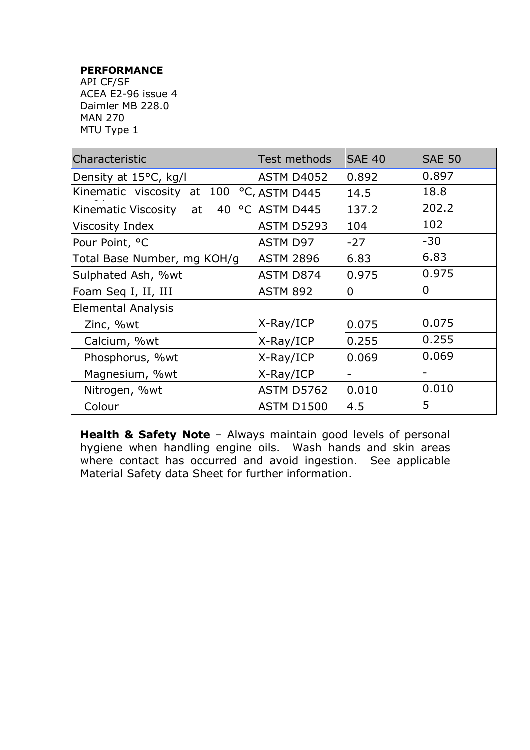**PERFORMANCE**
API CF/SF
ACEA E2-96 issue 4
Daimler MB 228.0
MAN 270
MTU Type 1

| Characteristic | Test methods | SAE 40 | SAE 50 |
|---|---|---|---|
| Density at 15°C, kg/l | ASTM D4052 | 0.892 | 0.897 |
| Kinematic viscosity at 100 °C, cSt | ASTM D445 | 14.5 | 18.8 |
| Kinematic Viscosity at 40 °C | ASTM D445 | 137.2 | 202.2 |
| Viscosity Index | ASTM D5293 | 104 | 102 |
| Pour Point, °C | ASTM D97 | -27 | -30 |
| Total Base Number, mg KOH/g | ASTM 2896 | 6.83 | 6.83 |
| Sulphated Ash, %wt | ASTM D874 | 0.975 | 0.975 |
| Foam Seq I, II, III | ASTM 892 | 0 | 0 |
| Elemental Analysis | | | |
| Zinc, %wt | X-Ray/ICP | 0.075 | 0.075 |
| Calcium, %wt | X-Ray/ICP | 0.255 | 0.255 |
| Phosphorus, %wt | X-Ray/ICP | 0.069 | 0.069 |
| Magnesium, %wt | X-Ray/ICP | - | - |
| Nitrogen, %wt | ASTM D5762 | 0.010 | 0.010 |
| Colour | ASTM D1500 | 4.5 | 5 |

**Health & Safety Note** – Always maintain good levels of personal hygiene when handling engine oils. Wash hands and skin areas where contact has occurred and avoid ingestion. See applicable Material Safety data Sheet for further information.